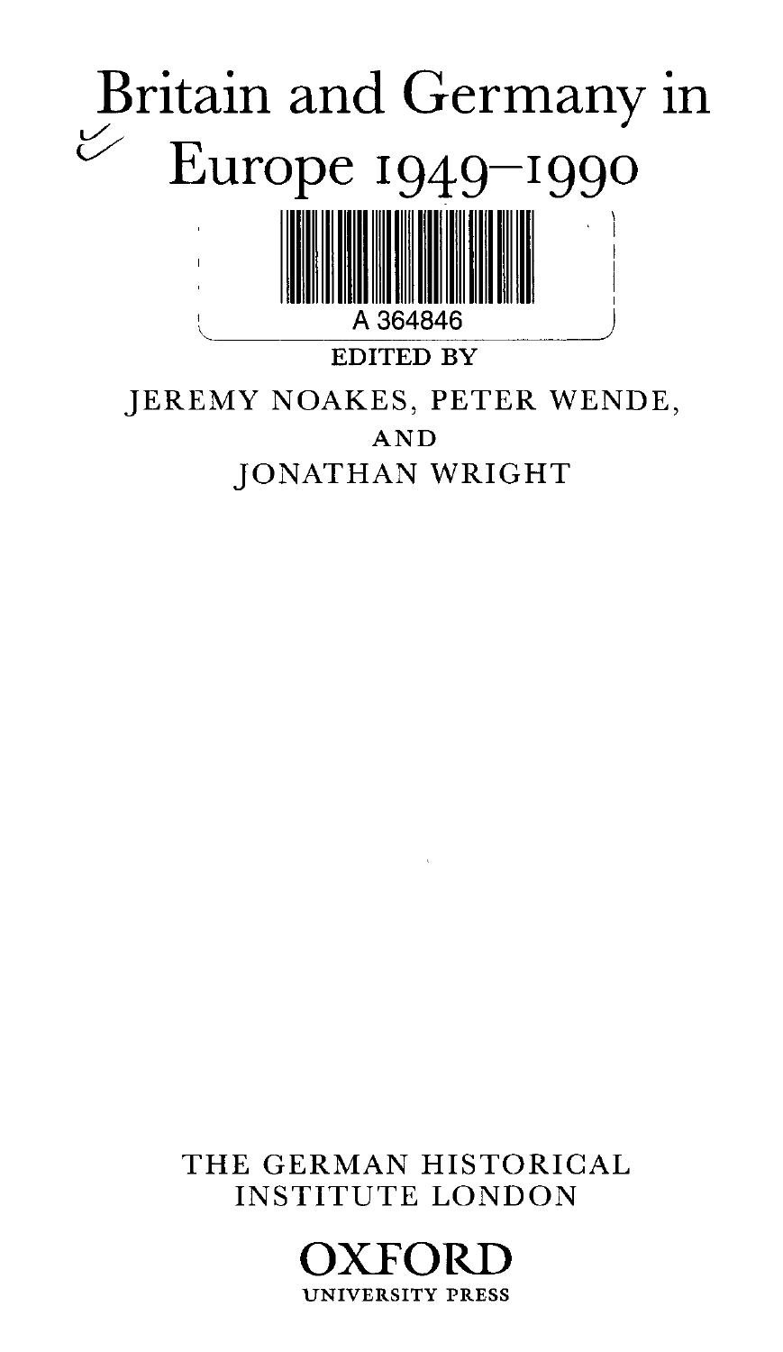# Britain and Germany in Europe 1949–1990

A 364846

EDITED BY

JEREMY NOAKES, PETER WENDE, AND JONATHAN WRIGHT

THE GERMAN HISTORICAL INSTITUTE LONDON

OXFORD UNIVERSITY PRESS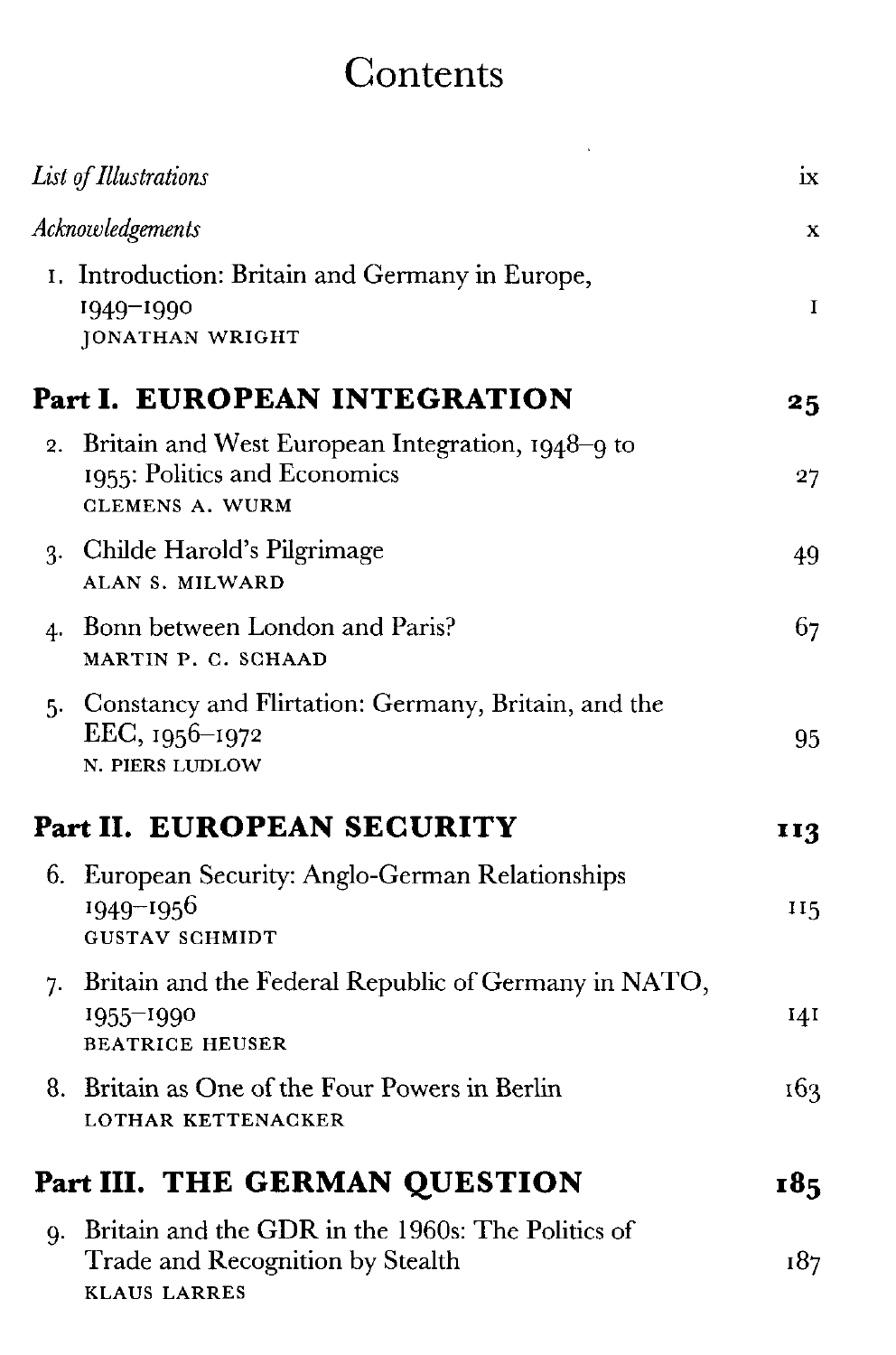# Contents

| | |
|---|---|
| *List of Illustrations* | ix |
| *Acknowledgements* | x |
| 1. Introduction: Britain and Germany in Europe, 1949–1990<br>JONATHAN WRIGHT | 1 |
| **Part I. EUROPEAN INTEGRATION** | **25** |
| 2. Britain and West European Integration, 1948–9 to 1955: Politics and Economics<br>CLEMENS A. WURM | 27 |
| 3. Childe Harold's Pilgrimage<br>ALAN S. MILWARD | 49 |
| 4. Bonn between London and Paris?<br>MARTIN P. C. SCHAAD | 67 |
| 5. Constancy and Flirtation: Germany, Britain, and the EEC, 1956–1972<br>N. PIERS LUDLOW | 95 |
| **Part II. EUROPEAN SECURITY** | **113** |
| 6. European Security: Anglo-German Relationships 1949–1956<br>GUSTAV SCHMIDT | 115 |
| 7. Britain and the Federal Republic of Germany in NATO, 1955–1990<br>BEATRICE HEUSER | 141 |
| 8. Britain as One of the Four Powers in Berlin<br>LOTHAR KETTENACKER | 163 |
| **Part III. THE GERMAN QUESTION** | **185** |
| 9. Britain and the GDR in the 1960s: The Politics of Trade and Recognition by Stealth<br>KLAUS LARRES | 187 |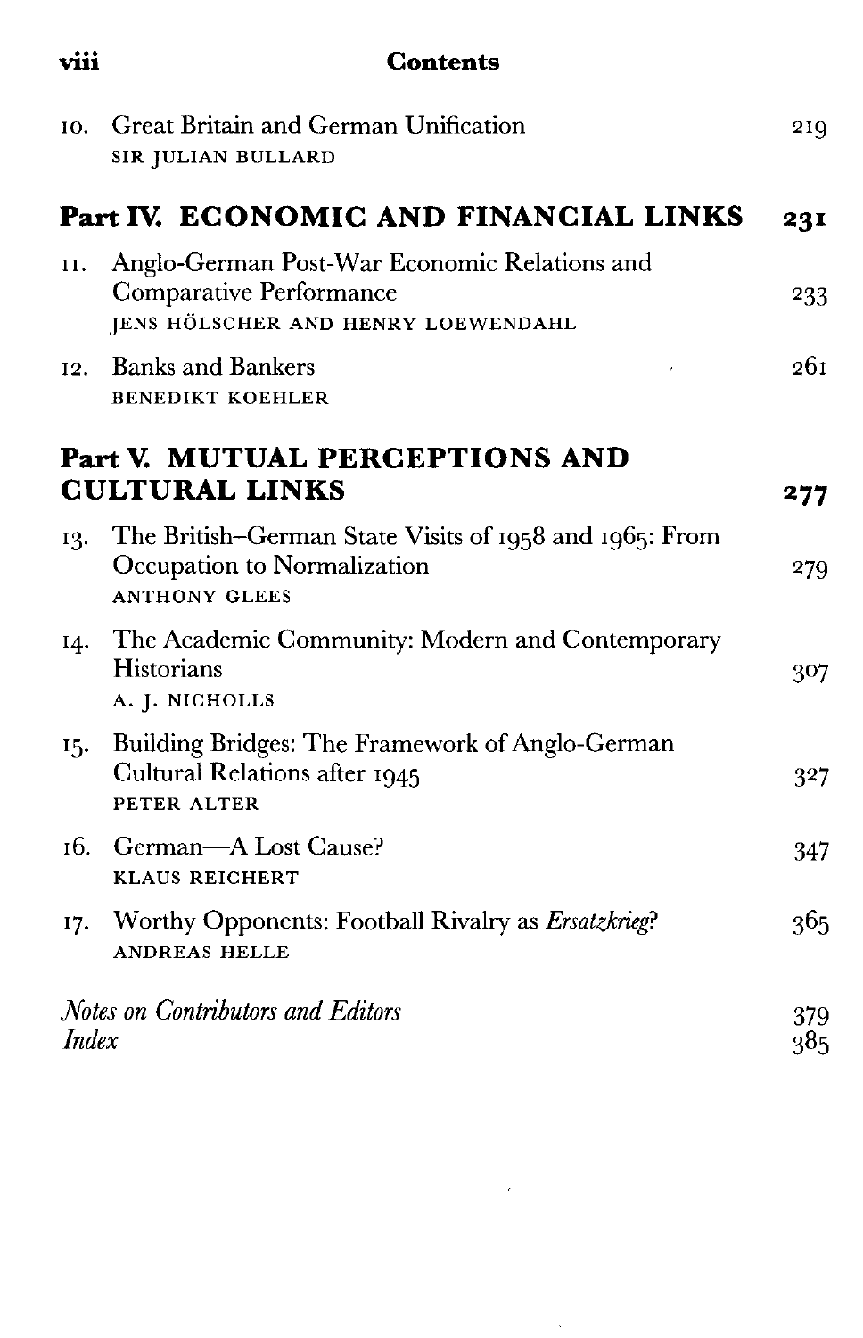10. Great Britain and German Unification — 219
    SIR JULIAN BULLARD

## Part IV. ECONOMIC AND FINANCIAL LINKS — 231

11. Anglo-German Post-War Economic Relations and Comparative Performance — 233
    JENS HÖLSCHER AND HENRY LOEWENDAHL
12. Banks and Bankers — 261
    BENEDIKT KOEHLER

## Part V. MUTUAL PERCEPTIONS AND CULTURAL LINKS — 277

13. The British–German State Visits of 1958 and 1965: From Occupation to Normalization — 279
    ANTHONY GLEES
14. The Academic Community: Modern and Contemporary Historians — 307
    A. J. NICHOLLS
15. Building Bridges: The Framework of Anglo-German Cultural Relations after 1945 — 327
    PETER ALTER
16. German—A Lost Cause? — 347
    KLAUS REICHERT
17. Worthy Opponents: Football Rivalry as *Ersatzkrieg*? — 365
    ANDREAS HELLE

*Notes on Contributors and Editors* — 379
*Index* — 385